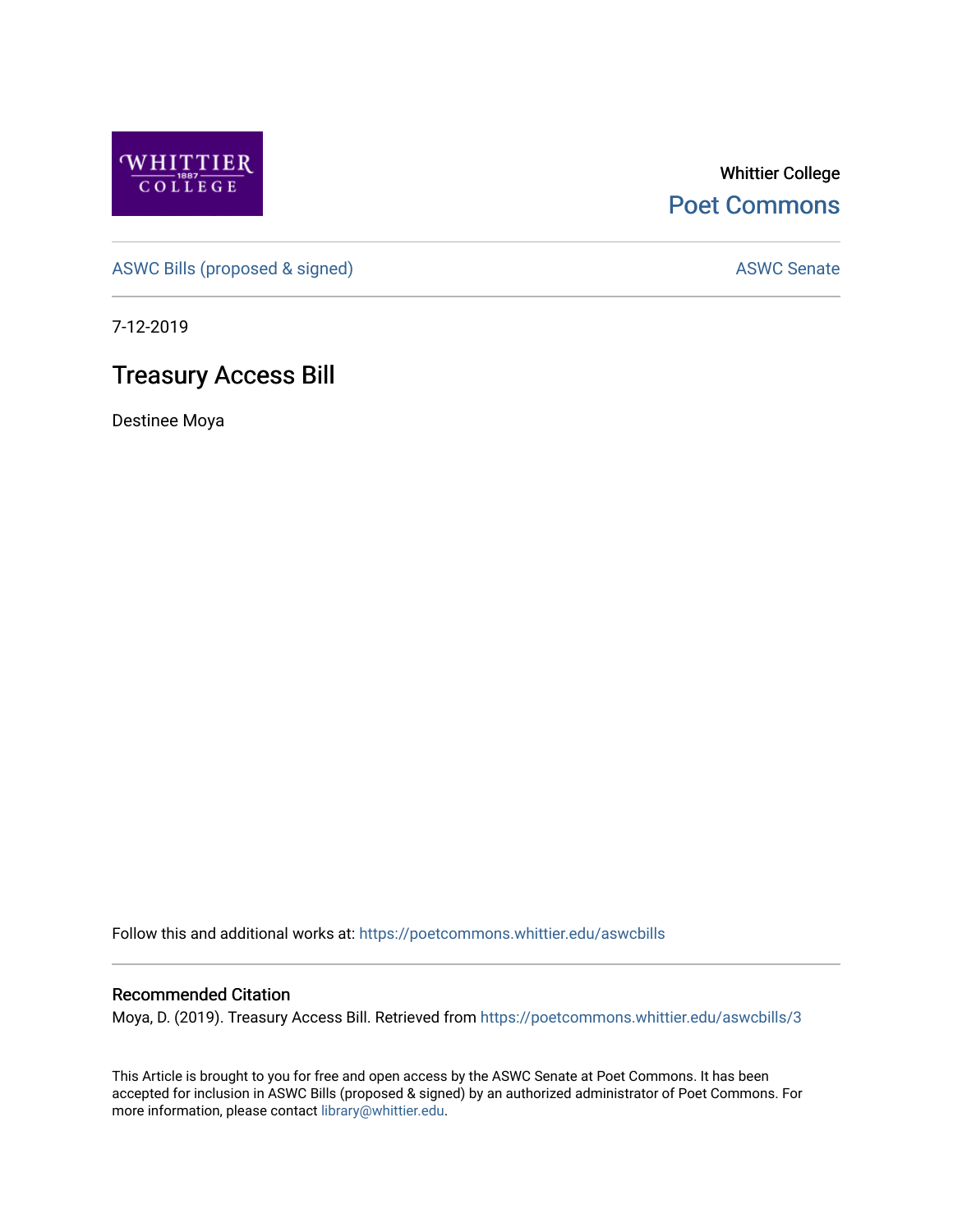Whittier College

Poet Commons

ASWC Bills (proposed & signed)

ASWC Senate

7-12-2019

# Treasury Access Bill

Destinee Moya

Follow this and additional works at: https://poetcommons.whittier.edu/aswcbills

## Recommended Citation

Moya, D. (2019). Treasury Access Bill. Retrieved from https://poetcommons.whittier.edu/aswcbills/3

This Article is brought to you for free and open access by the ASWC Senate at Poet Commons. It has been accepted for inclusion in ASWC Bills (proposed & signed) by an authorized administrator of Poet Commons. For more information, please contact library@whittier.edu.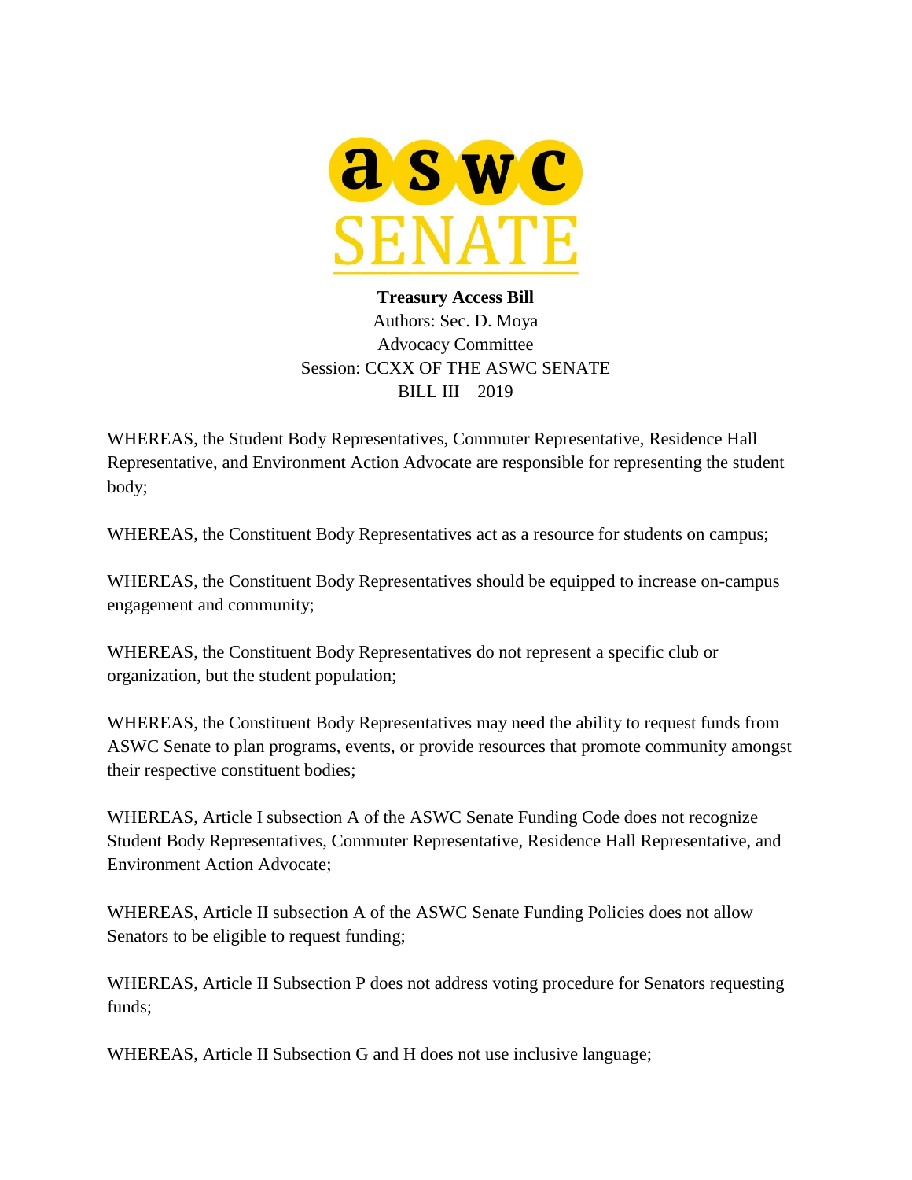**Treasury Access Bill**
Authors: Sec. D. Moya
Advocacy Committee
Session: CCXX OF THE ASWC SENATE
BILL III – 2019

WHEREAS, the Student Body Representatives, Commuter Representative, Residence Hall Representative, and Environment Action Advocate are responsible for representing the student body;

WHEREAS, the Constituent Body Representatives act as a resource for students on campus;

WHEREAS, the Constituent Body Representatives should be equipped to increase on-campus engagement and community;

WHEREAS, the Constituent Body Representatives do not represent a specific club or organization, but the student population;

WHEREAS, the Constituent Body Representatives may need the ability to request funds from ASWC Senate to plan programs, events, or provide resources that promote community amongst their respective constituent bodies;

WHEREAS, Article I subsection A of the ASWC Senate Funding Code does not recognize Student Body Representatives, Commuter Representative, Residence Hall Representative, and Environment Action Advocate;

WHEREAS, Article II subsection A of the ASWC Senate Funding Policies does not allow Senators to be eligible to request funding;

WHEREAS, Article II Subsection P does not address voting procedure for Senators requesting funds;

WHEREAS, Article II Subsection G and H does not use inclusive language;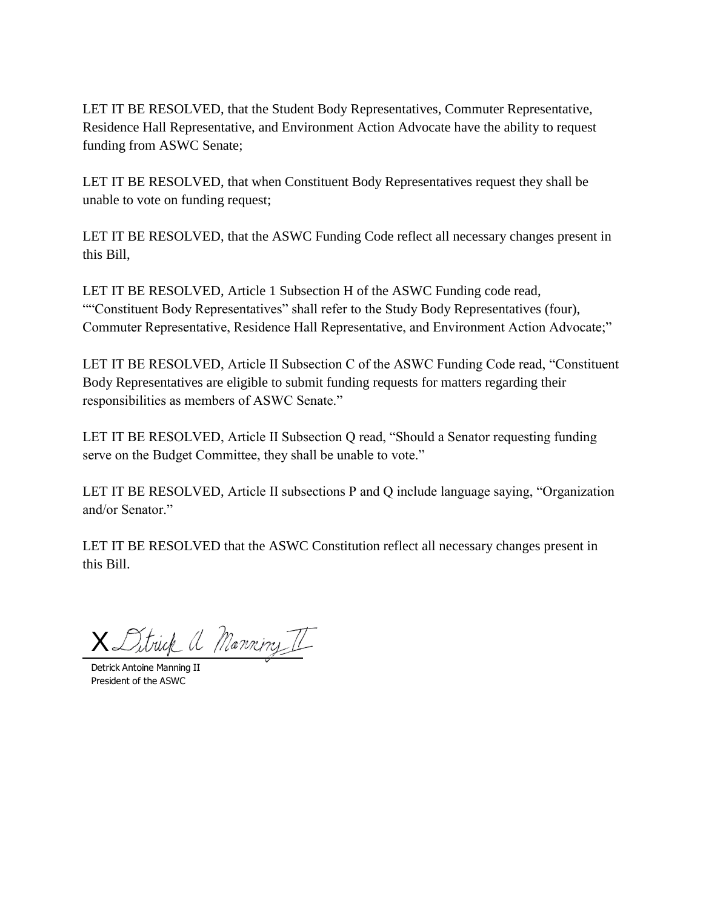LET IT BE RESOLVED, that the Student Body Representatives, Commuter Representative, Residence Hall Representative, and Environment Action Advocate have the ability to request funding from ASWC Senate;

LET IT BE RESOLVED, that when Constituent Body Representatives request they shall be unable to vote on funding request;

LET IT BE RESOLVED, that the ASWC Funding Code reflect all necessary changes present in this Bill,

LET IT BE RESOLVED, Article 1 Subsection H of the ASWC Funding code read, "“Constituent Body Representatives” shall refer to the Study Body Representatives (four), Commuter Representative, Residence Hall Representative, and Environment Action Advocate;"

LET IT BE RESOLVED, Article II Subsection C of the ASWC Funding Code read, “Constituent Body Representatives are eligible to submit funding requests for matters regarding their responsibilities as members of ASWC Senate.”

LET IT BE RESOLVED, Article II Subsection Q read, “Should a Senator requesting funding serve on the Budget Committee, they shall be unable to vote.”

LET IT BE RESOLVED, Article II subsections P and Q include language saying, “Organization and/or Senator.”

LET IT BE RESOLVED that the ASWC Constitution reflect all necessary changes present in this Bill.

X Detrick A Manning II

Detrick Antoine Manning II
President of the ASWC